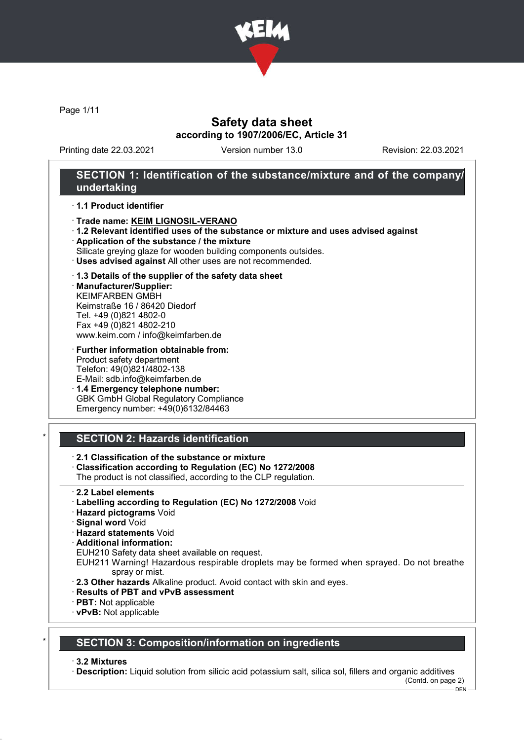# Safety data sheet
## according to 1907/2006/EC, Article 31

Printing date 22.03.2021 Version number 13.0 Revision: 22.03.2021

## SECTION 1: Identification of the substance/mixture and of the company/undertaking

· **1.1 Product identifier**

· **Trade name: KEIM LIGNOSIL-VERANO**

· **1.2 Relevant identified uses of the substance or mixture and uses advised against**

· **Application of the substance / the mixture**
Silicate greying glaze for wooden building components outsides.

· **Uses advised against** All other uses are not recommended.

· **1.3 Details of the supplier of the safety data sheet**

· **Manufacturer/Supplier:**
KEIMFARBEN GMBH
Keimstraße 16 / 86420 Diedorf
Tel. +49 (0)821 4802-0
Fax +49 (0)821 4802-210
www.keim.com / info@keimfarben.de

· **Further information obtainable from:**
Product safety department
Telefon: 49(0)821/4802-138
E-Mail: sdb.info@keimfarben.de

· **1.4 Emergency telephone number:**
GBK GmbH Global Regulatory Compliance
Emergency number: +49(0)6132/84463

## * SECTION 2: Hazards identification

· **2.1 Classification of the substance or mixture**

· **Classification according to Regulation (EC) No 1272/2008**
The product is not classified, according to the CLP regulation.

· **2.2 Label elements**

· **Labelling according to Regulation (EC) No 1272/2008** Void

· **Hazard pictograms** Void

· **Signal word** Void

· **Hazard statements** Void

· **Additional information:**
EUH210 Safety data sheet available on request.
EUH211 Warning! Hazardous respirable droplets may be formed when sprayed. Do not breathe spray or mist.

· **2.3 Other hazards** Alkaline product. Avoid contact with skin and eyes.

· **Results of PBT and vPvB assessment**

· **PBT:** Not applicable

· **vPvB:** Not applicable

## * SECTION 3: Composition/information on ingredients

· **3.2 Mixtures**

· **Description:** Liquid solution from silicic acid potassium salt, silica sol, fillers and organic additives

(Contd. on page 2)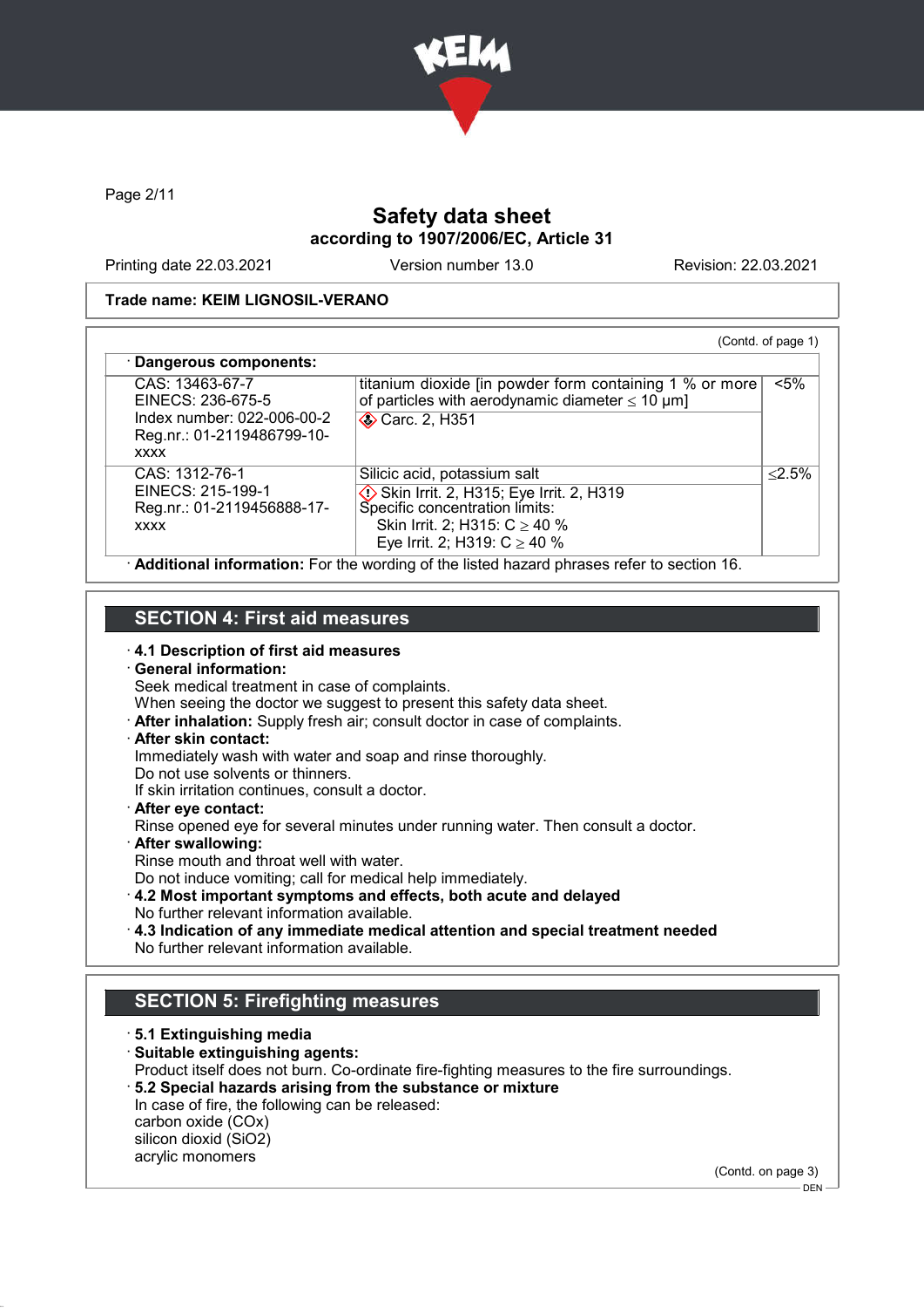Trade name: KEIM LIGNOSIL-VERANO

(Contd. of page 1)

· **Dangerous components:**

| | | |
|---|---|---|
| CAS: 13463-67-7<br>EINECS: 236-675-5<br>Index number: 022-006-00-2<br>Reg.nr.: 01-2119486799-10-xxxx | titanium dioxide [in powder form containing 1 % or more of particles with aerodynamic diameter ≤ 10 μm]<br>Carc. 2, H351 | <5% |
| CAS: 1312-76-1<br>EINECS: 215-199-1<br>Reg.nr.: 01-2119456888-17-xxxx | Silicic acid, potassium salt<br>Skin Irrit. 2, H315; Eye Irrit. 2, H319<br>Specific concentration limits:<br>Skin Irrit. 2; H315: C ≥ 40 %<br>Eye Irrit. 2; H319: C ≥ 40 % | ≤2.5% |

· **Additional information:** For the wording of the listed hazard phrases refer to section 16.

## SECTION 4: First aid measures

· **4.1 Description of first aid measures**
· **General information:**
Seek medical treatment in case of complaints.
When seeing the doctor we suggest to present this safety data sheet.
· **After inhalation:** Supply fresh air; consult doctor in case of complaints.
· **After skin contact:**
Immediately wash with water and soap and rinse thoroughly.
Do not use solvents or thinners.
If skin irritation continues, consult a doctor.
· **After eye contact:**
Rinse opened eye for several minutes under running water. Then consult a doctor.
· **After swallowing:**
Rinse mouth and throat well with water.
Do not induce vomiting; call for medical help immediately.
· **4.2 Most important symptoms and effects, both acute and delayed**
No further relevant information available.
· **4.3 Indication of any immediate medical attention and special treatment needed**
No further relevant information available.

## SECTION 5: Firefighting measures

· **5.1 Extinguishing media**
· **Suitable extinguishing agents:**
Product itself does not burn. Co-ordinate fire-fighting measures to the fire surroundings.
· **5.2 Special hazards arising from the substance or mixture**
In case of fire, the following can be released:
carbon oxide (COx)
silicon dioxid ($SiO_2$)
acrylic monomers

(Contd. on page 3)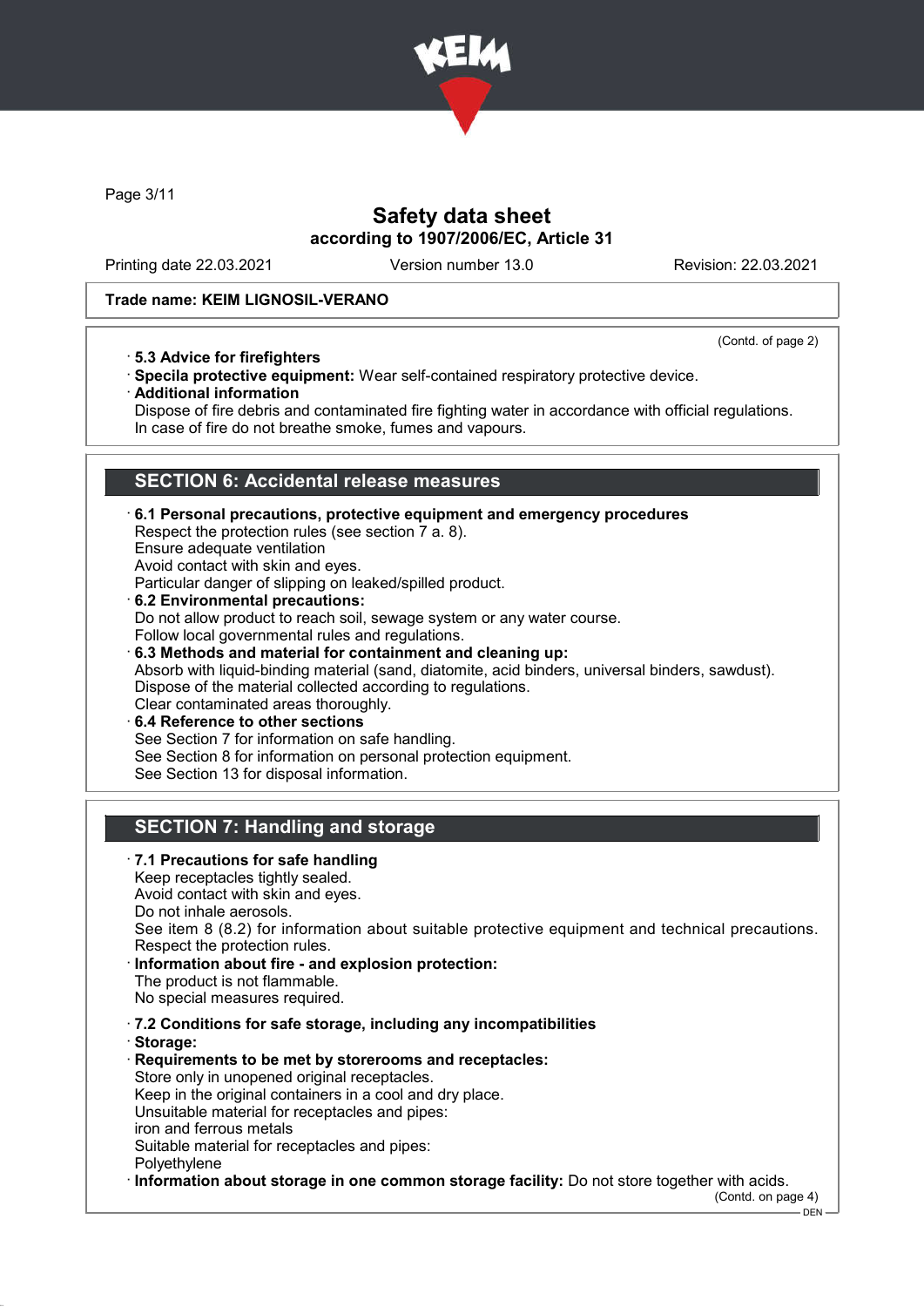# Safety data sheet
## according to 1907/2006/EC, Article 31

Printing date 22.03.2021 Version number 13.0 Revision: 22.03.2021

**Trade name: KEIM LIGNOSIL-VERANO**

(Contd. of page 2)

· **5.3 Advice for firefighters**
· **Specila protective equipment:** Wear self-contained respiratory protective device.
· **Additional information**
Dispose of fire debris and contaminated fire fighting water in accordance with official regulations.
In case of fire do not breathe smoke, fumes and vapours.

## SECTION 6: Accidental release measures

· **6.1 Personal precautions, protective equipment and emergency procedures**
Respect the protection rules (see section 7 a. 8).
Ensure adequate ventilation
Avoid contact with skin and eyes.
Particular danger of slipping on leaked/spilled product.
· **6.2 Environmental precautions:**
Do not allow product to reach soil, sewage system or any water course.
Follow local governmental rules and regulations.
· **6.3 Methods and material for containment and cleaning up:**
Absorb with liquid-binding material (sand, diatomite, acid binders, universal binders, sawdust).
Dispose of the material collected according to regulations.
Clear contaminated areas thoroughly.
· **6.4 Reference to other sections**
See Section 7 for information on safe handling.
See Section 8 for information on personal protection equipment.
See Section 13 for disposal information.

## SECTION 7: Handling and storage

· **7.1 Precautions for safe handling**
Keep receptacles tightly sealed.
Avoid contact with skin and eyes.
Do not inhale aerosols.
See item 8 (8.2) for information about suitable protective equipment and technical precautions.
Respect the protection rules.
· **Information about fire - and explosion protection:**
The product is not flammable.
No special measures required.

· **7.2 Conditions for safe storage, including any incompatibilities**
· **Storage:**
· **Requirements to be met by storerooms and receptacles:**
Store only in unopened original receptacles.
Keep in the original containers in a cool and dry place.
Unsuitable material for receptacles and pipes:
iron and ferrous metals
Suitable material for receptacles and pipes:
Polyethylene
· **Information about storage in one common storage facility:** Do not store together with acids.

(Contd. on page 4)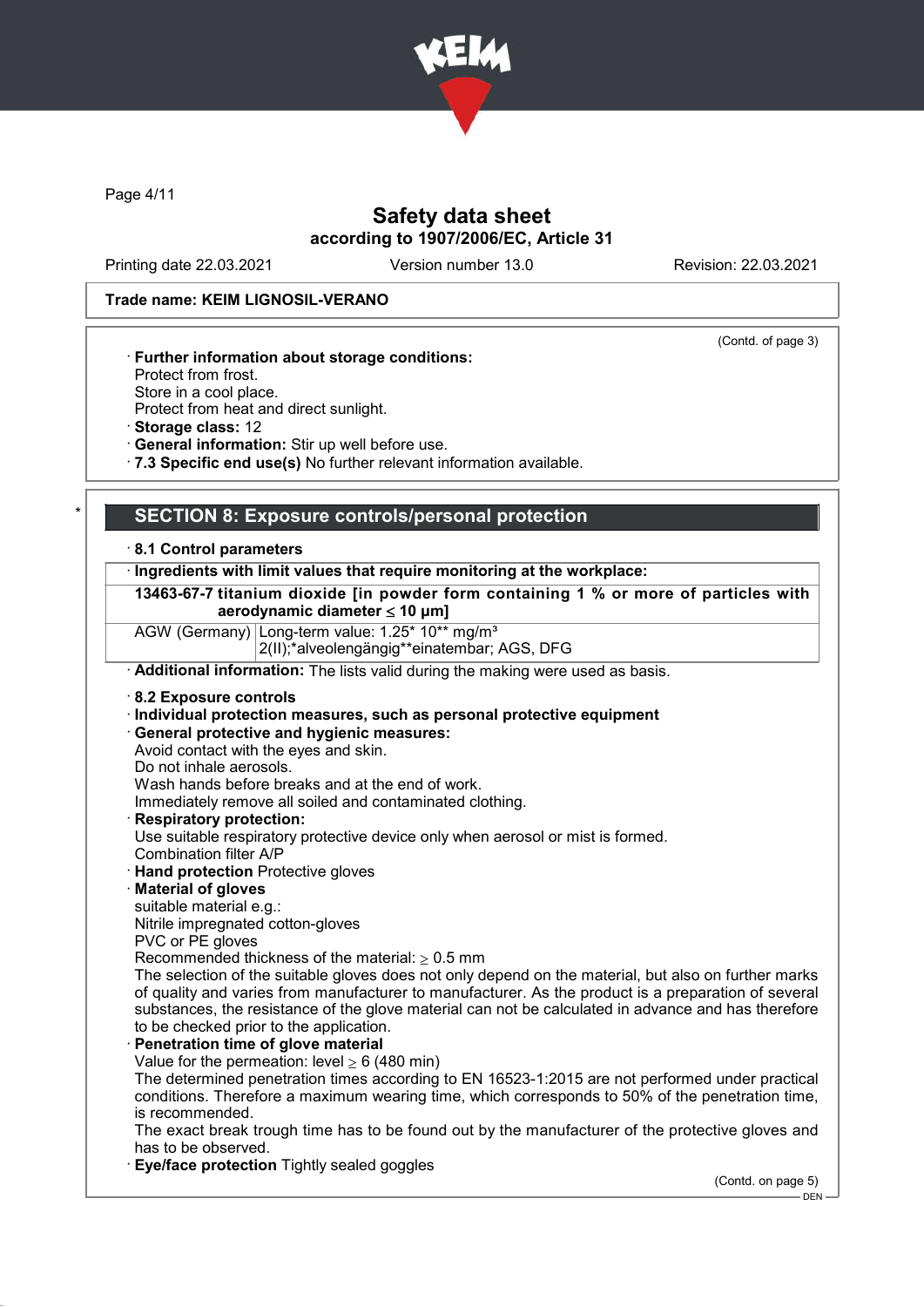Trade name: KEIM LIGNOSIL-VERANO

(Contd. of page 3)

· **Further information about storage conditions:**
Protect from frost.
Store in a cool place.
Protect from heat and direct sunlight.
· **Storage class:** 12
· **General information:** Stir up well before use.
· **7.3 Specific end use(s)** No further relevant information available.

## SECTION 8: Exposure controls/personal protection

· **8.1 Control parameters**

| · Ingredients with limit values that require monitoring at the workplace: | |
|---|---|
| **13463-67-7 titanium dioxide [in powder form containing 1 % or more of particles with aerodynamic diameter ≤ 10 μm]** | |
| AGW (Germany) | Long-term value: 1.25* 10** mg/m³<br>2(II);*alveolengängig**einatembar; AGS, DFG |

· **Additional information:** The lists valid during the making were used as basis.

· **8.2 Exposure controls**
· **Individual protection measures, such as personal protective equipment**
· **General protective and hygienic measures:**
Avoid contact with the eyes and skin.
Do not inhale aerosols.
Wash hands before breaks and at the end of work.
Immediately remove all soiled and contaminated clothing.
· **Respiratory protection:**
Use suitable respiratory protective device only when aerosol or mist is formed.
Combination filter A/P
· **Hand protection** Protective gloves
· **Material of gloves**
suitable material e.g.:
Nitrile impregnated cotton-gloves
PVC or PE gloves
Recommended thickness of the material: ≥ 0.5 mm
The selection of the suitable gloves does not only depend on the material, but also on further marks of quality and varies from manufacturer to manufacturer. As the product is a preparation of several substances, the resistance of the glove material can not be calculated in advance and has therefore to be checked prior to the application.
· **Penetration time of glove material**
Value for the permeation: level ≥ 6 (480 min)
The determined penetration times according to EN 16523-1:2015 are not performed under practical conditions. Therefore a maximum wearing time, which corresponds to 50% of the penetration time, is recommended.
The exact break trough time has to be found out by the manufacturer of the protective gloves and has to be observed.
· **Eye/face protection** Tightly sealed goggles

(Contd. on page 5)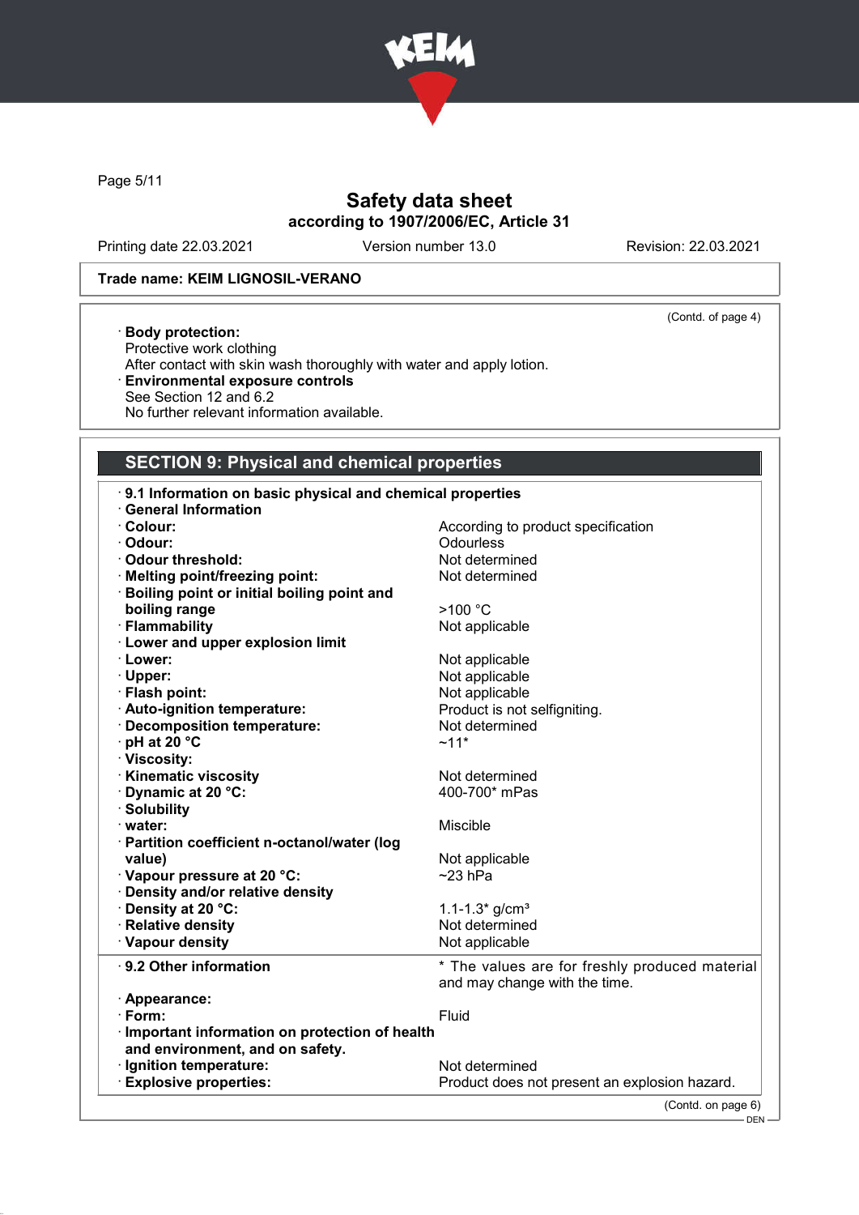Trade name: KEIM LIGNOSIL-VERANO

(Contd. of page 4)

· **Body protection:**
Protective work clothing
After contact with skin wash thoroughly with water and apply lotion.
· **Environmental exposure controls**
See Section 12 and 6.2
No further relevant information available.

## SECTION 9: Physical and chemical properties

| | |
|---|---|
| · **9.1 Information on basic physical and chemical properties** | |
| · **General Information** | |
| · **Colour:** | According to product specification |
| · **Odour:** | Odourless |
| · **Odour threshold:** | Not determined |
| · **Melting point/freezing point:** | Not determined |
| · **Boiling point or initial boiling point and boiling range** | >100 °C |
| · **Flammability** | Not applicable |
| · **Lower and upper explosion limit** | |
| · **Lower:** | Not applicable |
| · **Upper:** | Not applicable |
| · **Flash point:** | Not applicable |
| · **Auto-ignition temperature:** | Product is not selfigniting. |
| · **Decomposition temperature:** | Not determined |
| · **pH at 20 °C** | ~11* |
| · **Viscosity:** | |
| · **Kinematic viscosity** | Not determined |
| · **Dynamic at 20 °C:** | 400-700* mPas |
| · **Solubility** | |
| · **water:** | Miscible |
| · **Partition coefficient n-octanol/water (log value)** | Not applicable |
| · **Vapour pressure at 20 °C:** | ~23 hPa |
| · **Density and/or relative density** | |
| · **Density at 20 °C:** | 1.1-1.3* g/cm³ |
| · **Relative density** | Not determined |
| · **Vapour density** | Not applicable |
| · **9.2 Other information** | * The values are for freshly produced material and may change with the time. |
| · **Appearance:** | |
| · **Form:** | Fluid |
| · **Important information on protection of health and environment, and on safety.** | |
| · **Ignition temperature:** | Not determined |
| · **Explosive properties:** | Product does not present an explosion hazard. |

(Contd. on page 6)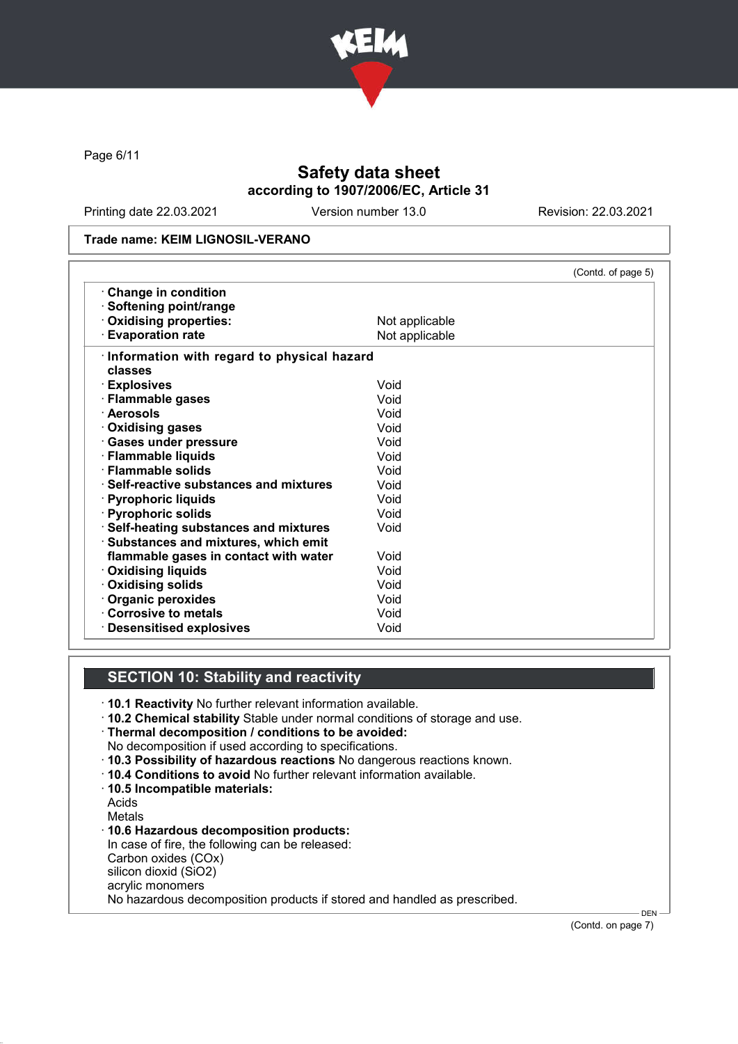Trade name: KEIM LIGNOSIL-VERANO

(Contd. of page 5)

| | |
|---|---|
| · **Change in condition** | |
| · **Softening point/range** | |
| · **Oxidising properties:** | Not applicable |
| · **Evaporation rate** | Not applicable |

· **Information with regard to physical hazard classes**

| | |
|---|---|
| · **Explosives** | Void |
| · **Flammable gases** | Void |
| · **Aerosols** | Void |
| · **Oxidising gases** | Void |
| · **Gases under pressure** | Void |
| · **Flammable liquids** | Void |
| · **Flammable solids** | Void |
| · **Self-reactive substances and mixtures** | Void |
| · **Pyrophoric liquids** | Void |
| · **Pyrophoric solids** | Void |
| · **Self-heating substances and mixtures** | Void |
| · **Substances and mixtures, which emit flammable gases in contact with water** | Void |
| · **Oxidising liquids** | Void |
| · **Oxidising solids** | Void |
| · **Organic peroxides** | Void |
| · **Corrosive to metals** | Void |
| · **Desensitised explosives** | Void |

## SECTION 10: Stability and reactivity

· **10.1 Reactivity** No further relevant information available.
· **10.2 Chemical stability** Stable under normal conditions of storage and use.
· **Thermal decomposition / conditions to be avoided:**
No decomposition if used according to specifications.
· **10.3 Possibility of hazardous reactions** No dangerous reactions known.
· **10.4 Conditions to avoid** No further relevant information available.
· **10.5 Incompatible materials:**
Acids
Metals
· **10.6 Hazardous decomposition products:**
In case of fire, the following can be released:
Carbon oxides (COx)
silicon dioxid ($SiO_2$)
acrylic monomers
No hazardous decomposition products if stored and handled as prescribed.

(Contd. on page 7)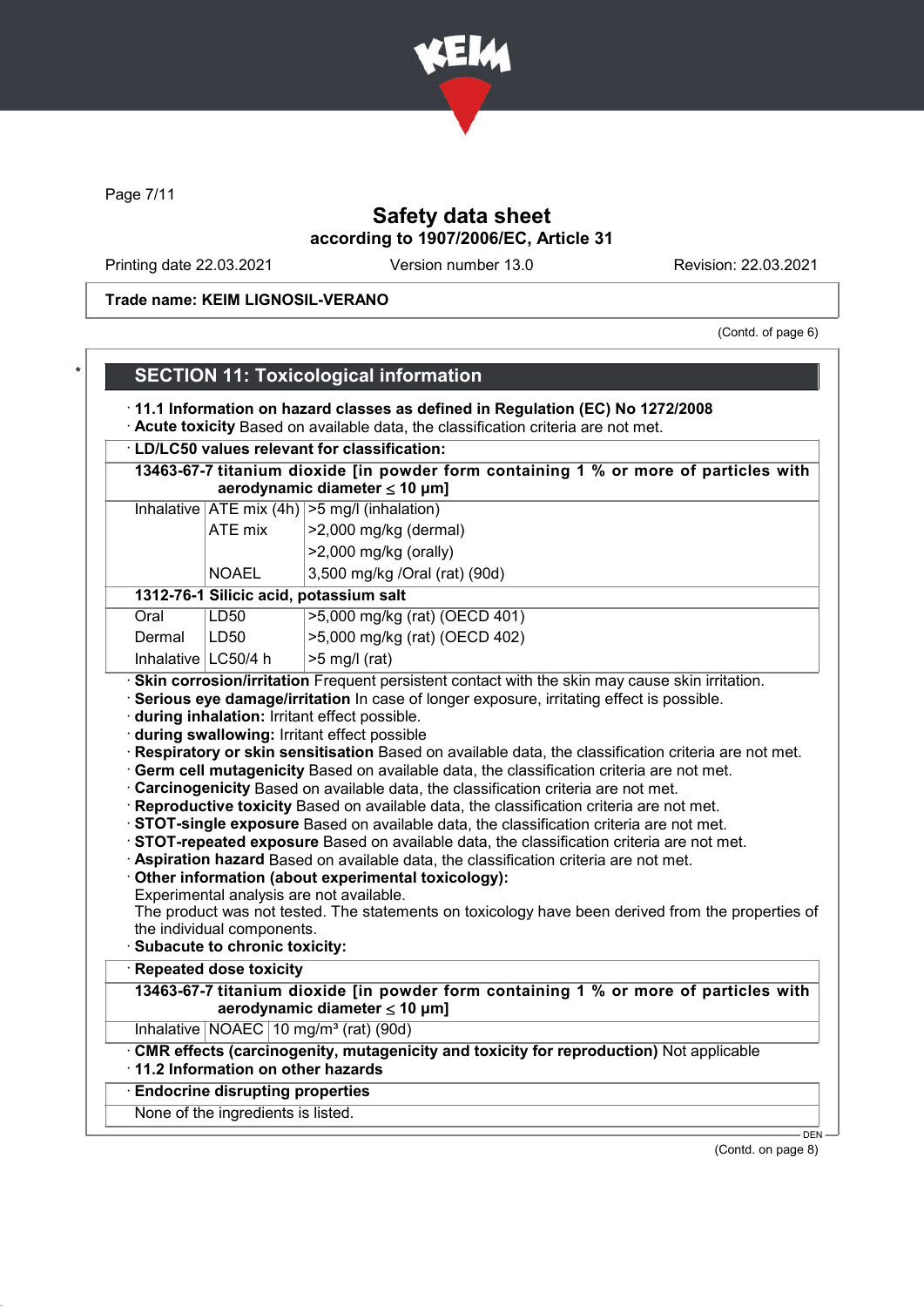# Safety data sheet
## according to 1907/2006/EC, Article 31

Printing date 22.03.2021 Version number 13.0 Revision: 22.03.2021

**Trade name: KEIM LIGNOSIL-VERANO**

(Contd. of page 6)

## SECTION 11: Toxicological information

· **11.1 Information on hazard classes as defined in Regulation (EC) No 1272/2008**
· **Acute toxicity** Based on available data, the classification criteria are not met.

| · LD/LC50 values relevant for classification: | | |
|---|---|---|
| **13463-67-7 titanium dioxide [in powder form containing 1 % or more of particles with aerodynamic diameter ≤ 10 μm]** | | |
| Inhalative | ATE mix (4h) | >5 mg/l (inhalation) |
| | ATE mix | >2,000 mg/kg (dermal) |
| | | >2,000 mg/kg (orally) |
| | NOAEL | 3,500 mg/kg /Oral (rat) (90d) |
| **1312-76-1 Silicic acid, potassium salt** | | |
| Oral | LD50 | >5,000 mg/kg (rat) (OECD 401) |
| Dermal | LD50 | >5,000 mg/kg (rat) (OECD 402) |
| Inhalative | LC50/4 h | >5 mg/l (rat) |

· **Skin corrosion/irritation** Frequent persistent contact with the skin may cause skin irritation.
· **Serious eye damage/irritation** In case of longer exposure, irritating effect is possible.
· **during inhalation:** Irritant effect possible.
· **during swallowing:** Irritant effect possible
· **Respiratory or skin sensitisation** Based on available data, the classification criteria are not met.
· **Germ cell mutagenicity** Based on available data, the classification criteria are not met.
· **Carcinogenicity** Based on available data, the classification criteria are not met.
· **Reproductive toxicity** Based on available data, the classification criteria are not met.
· **STOT-single exposure** Based on available data, the classification criteria are not met.
· **STOT-repeated exposure** Based on available data, the classification criteria are not met.
· **Aspiration hazard** Based on available data, the classification criteria are not met.
· **Other information (about experimental toxicology):**
Experimental analysis are not available.
The product was not tested. The statements on toxicology have been derived from the properties of the individual components.
· **Subacute to chronic toxicity:**

| · Repeated dose toxicity | | |
|---|---|---|
| **13463-67-7 titanium dioxide [in powder form containing 1 % or more of particles with aerodynamic diameter ≤ 10 μm]** | | |
| Inhalative | NOAEC | 10 mg/m³ (rat) (90d) |

· **CMR effects (carcinogenity, mutagenicity and toxicity for reproduction)** Not applicable
· **11.2 Information on other hazards**

| · Endocrine disrupting properties |
|---|
| None of the ingredients is listed. |

(Contd. on page 8)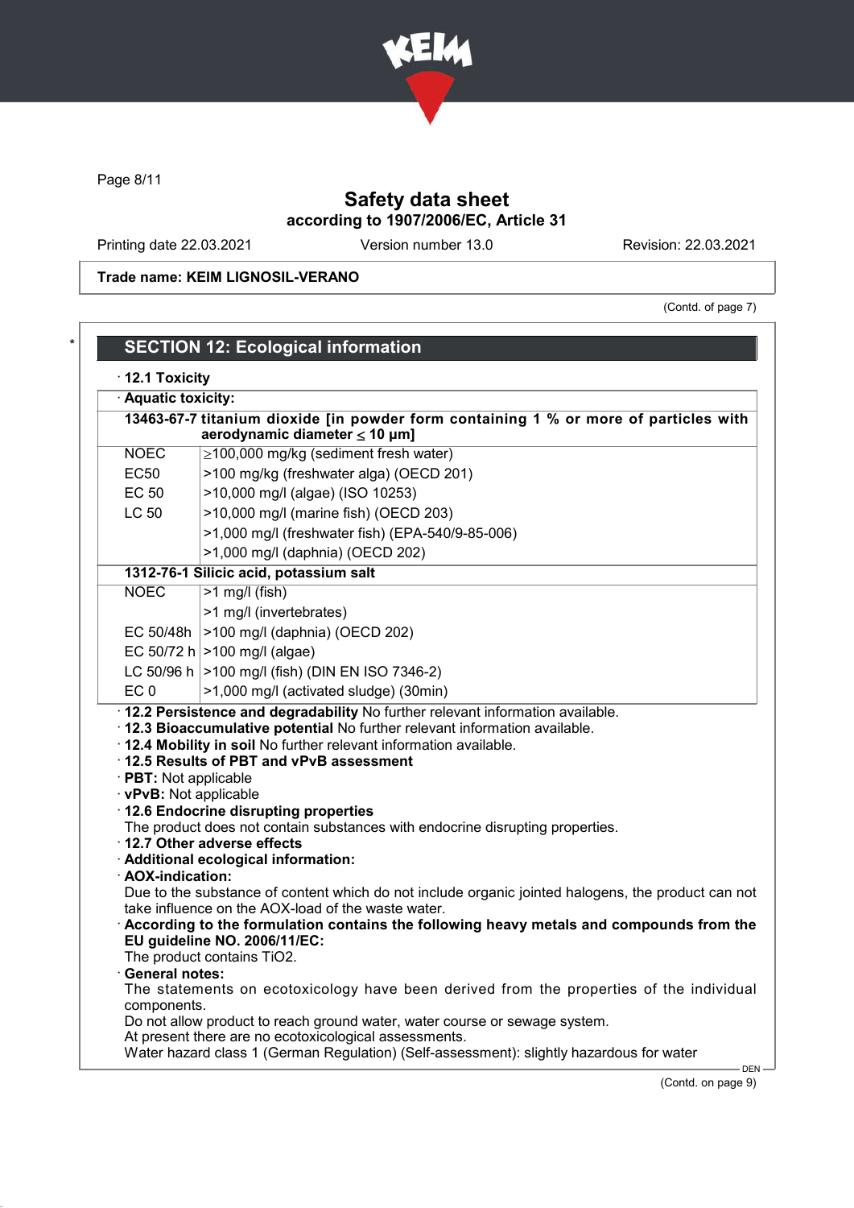Printing date 22.03.2021 | Version number 13.0 | Revision: 22.03.2021

**Trade name: KEIM LIGNOSIL-VERANO**

(Contd. of page 7)

## SECTION 12: Ecological information

· **12.1 Toxicity**

| · **Aquatic toxicity:** | |
|---|---|
| **13463-67-7 titanium dioxide [in powder form containing 1 % or more of particles with aerodynamic diameter ≤ 10 μm]** | |
| NOEC | ≥100,000 mg/kg (sediment fresh water) |
| EC50 | >100 mg/kg (freshwater alga) (OECD 201) |
| EC 50 | >10,000 mg/l (algae) (ISO 10253) |
| LC 50 | >10,000 mg/l (marine fish) (OECD 203) |
| | >1,000 mg/l (freshwater fish) (EPA-540/9-85-006) |
| | >1,000 mg/l (daphnia) (OECD 202) |
| **1312-76-1 Silicic acid, potassium salt** | |
| NOEC | >1 mg/l (fish) |
| | >1 mg/l (invertebrates) |
| EC 50/48h | >100 mg/l (daphnia) (OECD 202) |
| EC 50/72 h | >100 mg/l (algae) |
| LC 50/96 h | >100 mg/l (fish) (DIN EN ISO 7346-2) |
| EC 0 | >1,000 mg/l (activated sludge) (30min) |

· **12.2 Persistence and degradability** No further relevant information available.
· **12.3 Bioaccumulative potential** No further relevant information available.
· **12.4 Mobility in soil** No further relevant information available.
· **12.5 Results of PBT and vPvB assessment**
· **PBT:** Not applicable
· **vPvB:** Not applicable
· **12.6 Endocrine disrupting properties**
The product does not contain substances with endocrine disrupting properties.
· **12.7 Other adverse effects**
· **Additional ecological information:**
· **AOX-indication:**
Due to the substance of content which do not include organic jointed halogens, the product can not take influence on the AOX-load of the waste water.
· **According to the formulation contains the following heavy metals and compounds from the EU guideline NO. 2006/11/EC:**
The product contains $TiO_2$.
· **General notes:**
The statements on ecotoxicology have been derived from the properties of the individual components.
Do not allow product to reach ground water, water course or sewage system.
At present there are no ecotoxicological assessments.
Water hazard class 1 (German Regulation) (Self-assessment): slightly hazardous for water

(Contd. on page 9)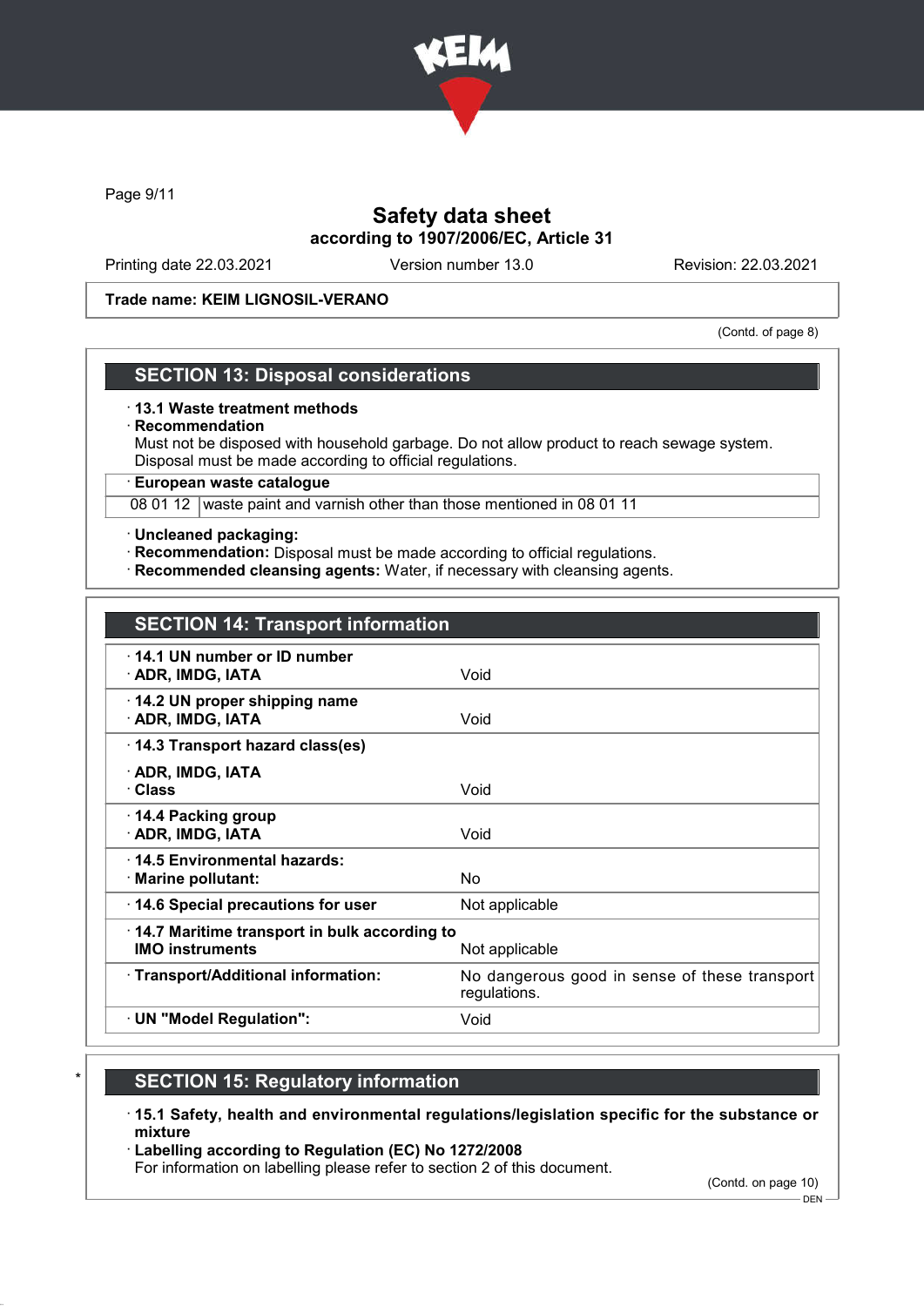Safety data sheet
according to 1907/2006/EC, Article 31

Printing date 22.03.2021 Version number 13.0 Revision: 22.03.2021

Trade name: KEIM LIGNOSIL-VERANO

(Contd. of page 8)

## SECTION 13: Disposal considerations

· **13.1 Waste treatment methods**
· **Recommendation**
Must not be disposed with household garbage. Do not allow product to reach sewage system.
Disposal must be made according to official regulations.

| · European waste catalogue | |
|---|---|
| 08 01 12 | waste paint and varnish other than those mentioned in 08 01 11 |

· **Uncleaned packaging:**
· **Recommendation:** Disposal must be made according to official regulations.
· **Recommended cleansing agents:** Water, if necessary with cleansing agents.

## SECTION 14: Transport information

| | |
|---|---|
| · **14.1 UN number or ID number**<br>· **ADR, IMDG, IATA** | Void |
| · **14.2 UN proper shipping name**<br>· **ADR, IMDG, IATA** | Void |
| · **14.3 Transport hazard class(es)**<br>· **ADR, IMDG, IATA**<br>· **Class** | Void |
| · **14.4 Packing group**<br>· **ADR, IMDG, IATA** | Void |
| · **14.5 Environmental hazards:**<br>· **Marine pollutant:** | No |
| · **14.6 Special precautions for user** | Not applicable |
| · **14.7 Maritime transport in bulk according to IMO instruments** | Not applicable |
| · **Transport/Additional information:** | No dangerous good in sense of these transport regulations. |
| · **UN "Model Regulation":** | Void |

## * SECTION 15: Regulatory information

· **15.1 Safety, health and environmental regulations/legislation specific for the substance or mixture**
· **Labelling according to Regulation (EC) No 1272/2008**
For information on labelling please refer to section 2 of this document.

(Contd. on page 10)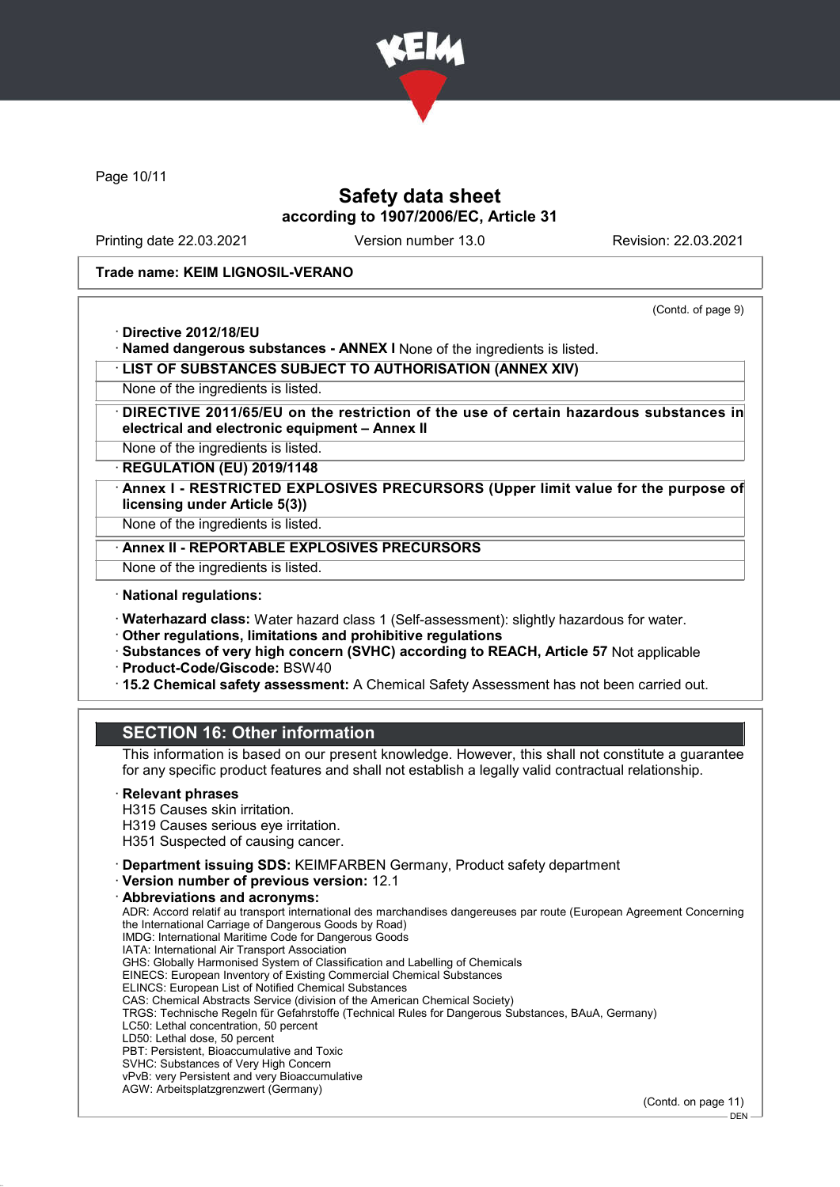Page 10/11

# Safety data sheet
## according to 1907/2006/EC, Article 31

Printing date 22.03.2021 Version number 13.0 Revision: 22.03.2021

**Trade name: KEIM LIGNOSIL-VERANO**

(Contd. of page 9)

· **Directive 2012/18/EU**
· **Named dangerous substances - ANNEX I** None of the ingredients is listed.

· **LIST OF SUBSTANCES SUBJECT TO AUTHORISATION (ANNEX XIV)**
None of the ingredients is listed.

· **DIRECTIVE 2011/65/EU on the restriction of the use of certain hazardous substances in electrical and electronic equipment – Annex II**
None of the ingredients is listed.

· **REGULATION (EU) 2019/1148**

· **Annex I - RESTRICTED EXPLOSIVES PRECURSORS (Upper limit value for the purpose of licensing under Article 5(3))**
None of the ingredients is listed.

· **Annex II - REPORTABLE EXPLOSIVES PRECURSORS**
None of the ingredients is listed.

· **National regulations:**

· **Waterhazard class:** Water hazard class 1 (Self-assessment): slightly hazardous for water.
· **Other regulations, limitations and prohibitive regulations**
· **Substances of very high concern (SVHC) according to REACH, Article 57** Not applicable
· **Product-Code/Giscode:** BSW40
· **15.2 Chemical safety assessment:** A Chemical Safety Assessment has not been carried out.

## SECTION 16: Other information

This information is based on our present knowledge. However, this shall not constitute a guarantee for any specific product features and shall not establish a legally valid contractual relationship.

· **Relevant phrases**
H315 Causes skin irritation.
H319 Causes serious eye irritation.
H351 Suspected of causing cancer.

· **Department issuing SDS:** KEIMFARBEN Germany, Product safety department
· **Version number of previous version:** 12.1
· **Abbreviations and acronyms:**
ADR: Accord relatif au transport international des marchandises dangereuses par route (European Agreement Concerning the International Carriage of Dangerous Goods by Road)
IMDG: International Maritime Code for Dangerous Goods
IATA: International Air Transport Association
GHS: Globally Harmonised System of Classification and Labelling of Chemicals
EINECS: European Inventory of Existing Commercial Chemical Substances
ELINCS: European List of Notified Chemical Substances
CAS: Chemical Abstracts Service (division of the American Chemical Society)
TRGS: Technische Regeln für Gefahrstoffe (Technical Rules for Dangerous Substances, BAuA, Germany)
LC50: Lethal concentration, 50 percent
LD50: Lethal dose, 50 percent
PBT: Persistent, Bioaccumulative and Toxic
SVHC: Substances of Very High Concern
vPvB: very Persistent and very Bioaccumulative
AGW: Arbeitsplatzgrenzwert (Germany)

(Contd. on page 11)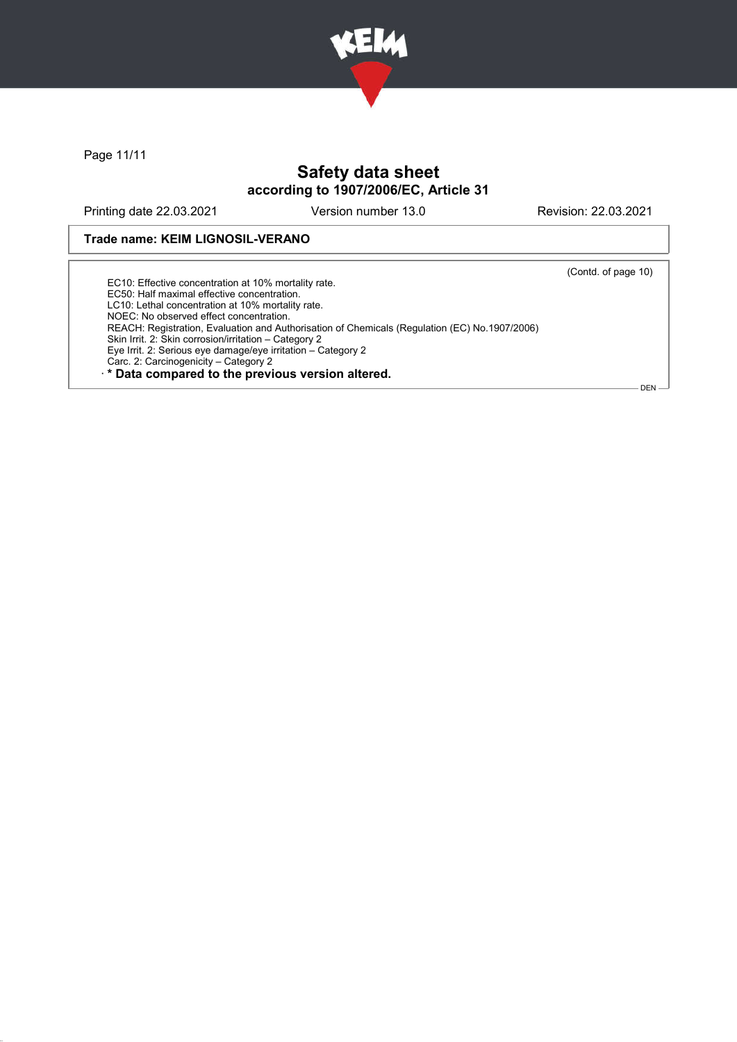Safety data sheet
according to 1907/2006/EC, Article 31

Printing date 22.03.2021 Version number 13.0 Revision: 22.03.2021

**Trade name: KEIM LIGNOSIL-VERANO**

(Contd. of page 10)

EC10: Effective concentration at 10% mortality rate.
EC50: Half maximal effective concentration.
LC10: Lethal concentration at 10% mortality rate.
NOEC: No observed effect concentration.
REACH: Registration, Evaluation and Authorisation of Chemicals (Regulation (EC) No.1907/2006)
Skin Irrit. 2: Skin corrosion/irritation – Category 2
Eye Irrit. 2: Serious eye damage/eye irritation – Category 2
Carc. 2: Carcinogenicity – Category 2

· **\* Data compared to the previous version altered.**

DEN